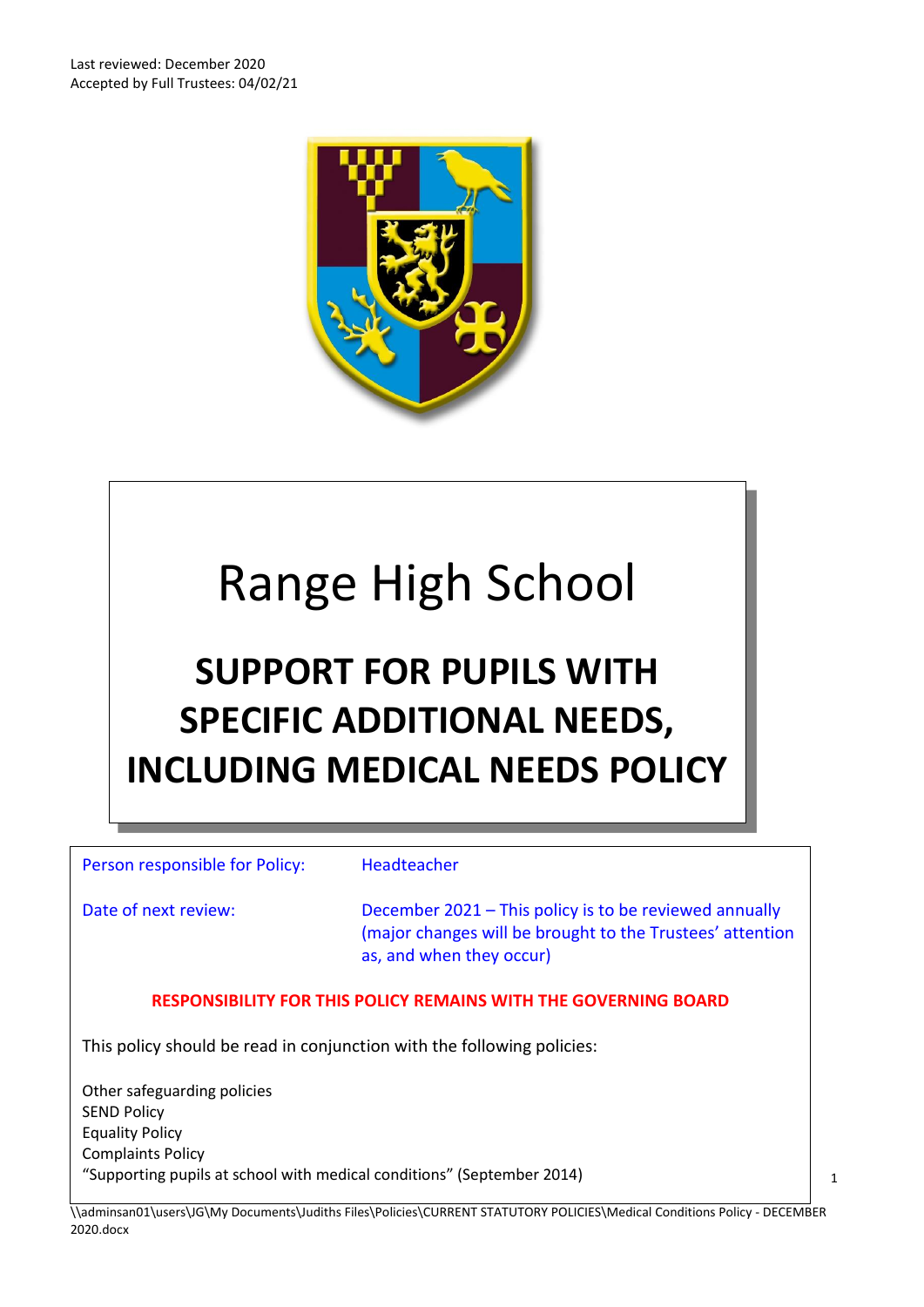Last reviewed: December 2020
Accepted by Full Trustees: 04/02/21

# Range High School

## SUPPORT FOR PUPILS WITH SPECIFIC ADDITIONAL NEEDS, INCLUDING MEDICAL NEEDS POLICY

| | |
|---|---|
| Person responsible for Policy: | Headteacher |
| Date of next review: | December 2021 – This policy is to be reviewed annually (major changes will be brought to the Trustees' attention as, and when they occur) |

**RESPONSIBILITY FOR THIS POLICY REMAINS WITH THE GOVERNING BOARD**

This policy should be read in conjunction with the following policies:

Other safeguarding policies
SEND Policy
Equality Policy
Complaints Policy
"Supporting pupils at school with medical conditions" (September 2014)

\\adminsan01\users\JG\My Documents\Judiths Files\Policies\CURRENT STATUTORY POLICIES\Medical Conditions Policy - DECEMBER 2020.docx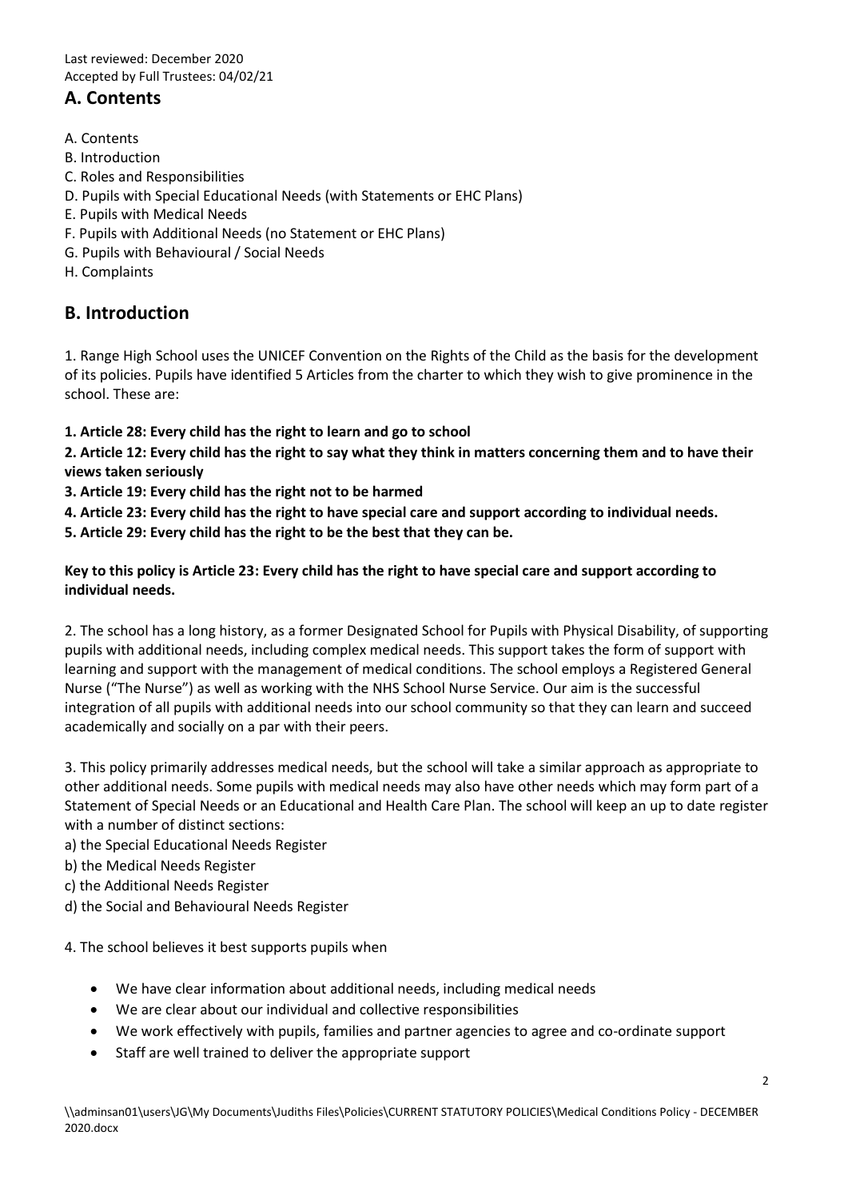Last reviewed: December 2020
Accepted by Full Trustees: 04/02/21

## A. Contents

A. Contents
B. Introduction
C. Roles and Responsibilities
D. Pupils with Special Educational Needs (with Statements or EHC Plans)
E. Pupils with Medical Needs
F. Pupils with Additional Needs (no Statement or EHC Plans)
G. Pupils with Behavioural / Social Needs
H. Complaints

## B. Introduction

1. Range High School uses the UNICEF Convention on the Rights of the Child as the basis for the development of its policies. Pupils have identified 5 Articles from the charter to which they wish to give prominence in the school. These are:

**1. Article 28: Every child has the right to learn and go to school**

**2. Article 12: Every child has the right to say what they think in matters concerning them and to have their views taken seriously**

**3. Article 19: Every child has the right not to be harmed**

**4. Article 23: Every child has the right to have special care and support according to individual needs.**

**5. Article 29: Every child has the right to be the best that they can be.**

**Key to this policy is Article 23: Every child has the right to have special care and support according to individual needs.**

2. The school has a long history, as a former Designated School for Pupils with Physical Disability, of supporting pupils with additional needs, including complex medical needs. This support takes the form of support with learning and support with the management of medical conditions. The school employs a Registered General Nurse ("The Nurse") as well as working with the NHS School Nurse Service. Our aim is the successful integration of all pupils with additional needs into our school community so that they can learn and succeed academically and socially on a par with their peers.

3. This policy primarily addresses medical needs, but the school will take a similar approach as appropriate to other additional needs. Some pupils with medical needs may also have other needs which may form part of a Statement of Special Needs or an Educational and Health Care Plan. The school will keep an up to date register with a number of distinct sections:

a) the Special Educational Needs Register
b) the Medical Needs Register
c) the Additional Needs Register
d) the Social and Behavioural Needs Register

4. The school believes it best supports pupils when

- We have clear information about additional needs, including medical needs
- We are clear about our individual and collective responsibilities
- We work effectively with pupils, families and partner agencies to agree and co-ordinate support
- Staff are well trained to deliver the appropriate support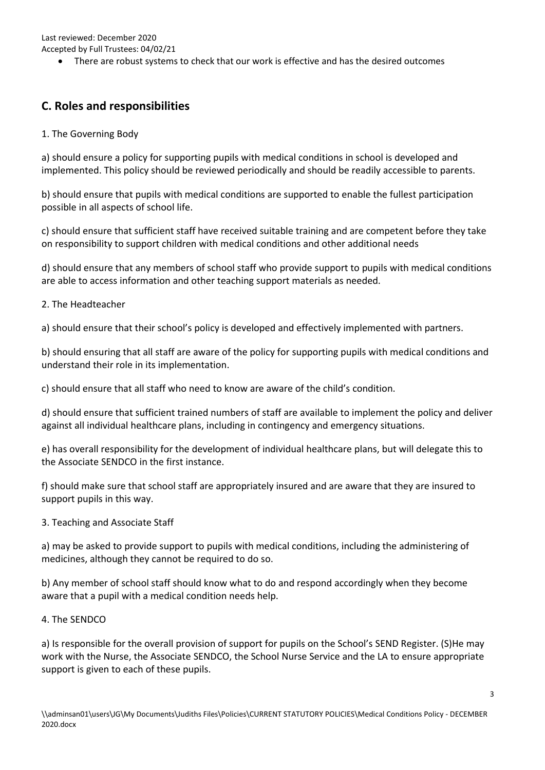- There are robust systems to check that our work is effective and has the desired outcomes

## C. Roles and responsibilities

1. The Governing Body

a) should ensure a policy for supporting pupils with medical conditions in school is developed and implemented. This policy should be reviewed periodically and should be readily accessible to parents.

b) should ensure that pupils with medical conditions are supported to enable the fullest participation possible in all aspects of school life.

c) should ensure that sufficient staff have received suitable training and are competent before they take on responsibility to support children with medical conditions and other additional needs

d) should ensure that any members of school staff who provide support to pupils with medical conditions are able to access information and other teaching support materials as needed.

2. The Headteacher

a) should ensure that their school's policy is developed and effectively implemented with partners.

b) should ensuring that all staff are aware of the policy for supporting pupils with medical conditions and understand their role in its implementation.

c) should ensure that all staff who need to know are aware of the child's condition.

d) should ensure that sufficient trained numbers of staff are available to implement the policy and deliver against all individual healthcare plans, including in contingency and emergency situations.

e) has overall responsibility for the development of individual healthcare plans, but will delegate this to the Associate SENDCO in the first instance.

f) should make sure that school staff are appropriately insured and are aware that they are insured to support pupils in this way.

3. Teaching and Associate Staff

a) may be asked to provide support to pupils with medical conditions, including the administering of medicines, although they cannot be required to do so.

b) Any member of school staff should know what to do and respond accordingly when they become aware that a pupil with a medical condition needs help.

4. The SENDCO

a) Is responsible for the overall provision of support for pupils on the School's SEND Register. (S)He may work with the Nurse, the Associate SENDCO, the School Nurse Service and the LA to ensure appropriate support is given to each of these pupils.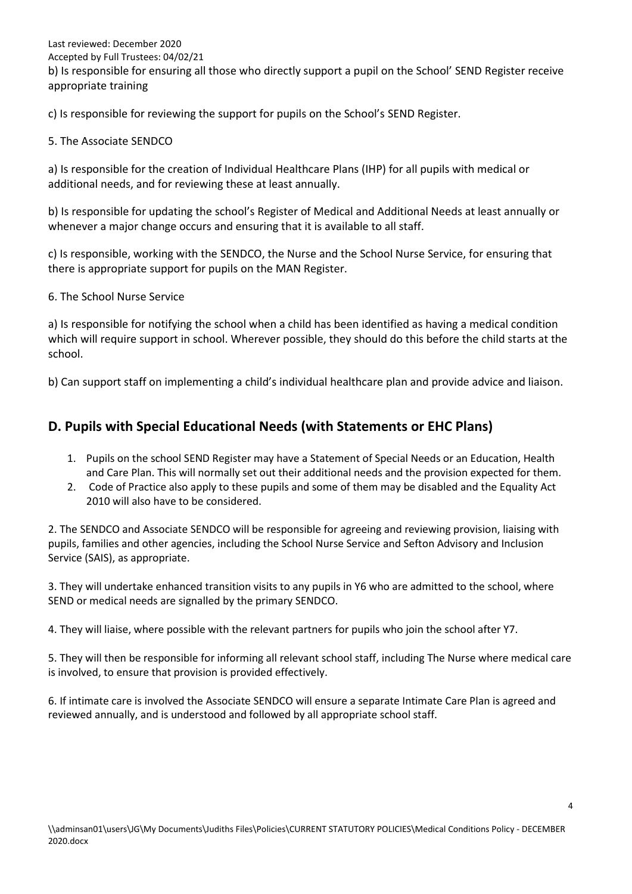b) Is responsible for ensuring all those who directly support a pupil on the School' SEND Register receive appropriate training

c) Is responsible for reviewing the support for pupils on the School's SEND Register.

5. The Associate SENDCO

a) Is responsible for the creation of Individual Healthcare Plans (IHP) for all pupils with medical or additional needs, and for reviewing these at least annually.

b) Is responsible for updating the school's Register of Medical and Additional Needs at least annually or whenever a major change occurs and ensuring that it is available to all staff.

c) Is responsible, working with the SENDCO, the Nurse and the School Nurse Service, for ensuring that there is appropriate support for pupils on the MAN Register.

6. The School Nurse Service

a) Is responsible for notifying the school when a child has been identified as having a medical condition which will require support in school. Wherever possible, they should do this before the child starts at the school.

b) Can support staff on implementing a child's individual healthcare plan and provide advice and liaison.

## D. Pupils with Special Educational Needs (with Statements or EHC Plans)

1. Pupils on the school SEND Register may have a Statement of Special Needs or an Education, Health and Care Plan. This will normally set out their additional needs and the provision expected for them.
2. Code of Practice also apply to these pupils and some of them may be disabled and the Equality Act 2010 will also have to be considered.

2. The SENDCO and Associate SENDCO will be responsible for agreeing and reviewing provision, liaising with pupils, families and other agencies, including the School Nurse Service and Sefton Advisory and Inclusion Service (SAIS), as appropriate.

3. They will undertake enhanced transition visits to any pupils in Y6 who are admitted to the school, where SEND or medical needs are signalled by the primary SENDCO.

4. They will liaise, where possible with the relevant partners for pupils who join the school after Y7.

5. They will then be responsible for informing all relevant school staff, including The Nurse where medical care is involved, to ensure that provision is provided effectively.

6. If intimate care is involved the Associate SENDCO will ensure a separate Intimate Care Plan is agreed and reviewed annually, and is understood and followed by all appropriate school staff.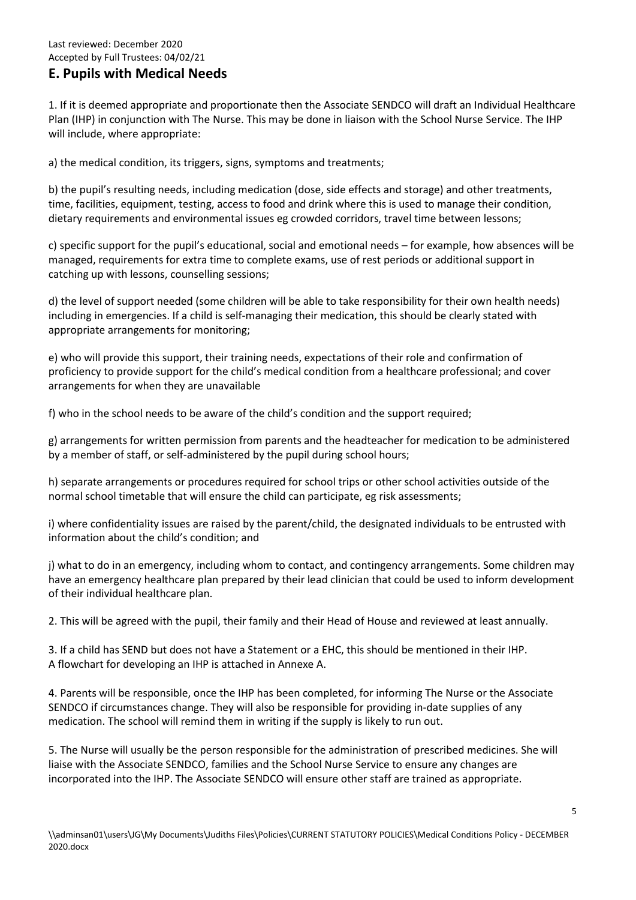## E. Pupils with Medical Needs

1. If it is deemed appropriate and proportionate then the Associate SENDCO will draft an Individual Healthcare Plan (IHP) in conjunction with The Nurse. This may be done in liaison with the School Nurse Service. The IHP will include, where appropriate:

a) the medical condition, its triggers, signs, symptoms and treatments;

b) the pupil's resulting needs, including medication (dose, side effects and storage) and other treatments, time, facilities, equipment, testing, access to food and drink where this is used to manage their condition, dietary requirements and environmental issues eg crowded corridors, travel time between lessons;

c) specific support for the pupil's educational, social and emotional needs – for example, how absences will be managed, requirements for extra time to complete exams, use of rest periods or additional support in catching up with lessons, counselling sessions;

d) the level of support needed (some children will be able to take responsibility for their own health needs) including in emergencies. If a child is self-managing their medication, this should be clearly stated with appropriate arrangements for monitoring;

e) who will provide this support, their training needs, expectations of their role and confirmation of proficiency to provide support for the child's medical condition from a healthcare professional; and cover arrangements for when they are unavailable

f) who in the school needs to be aware of the child's condition and the support required;

g) arrangements for written permission from parents and the headteacher for medication to be administered by a member of staff, or self-administered by the pupil during school hours;

h) separate arrangements or procedures required for school trips or other school activities outside of the normal school timetable that will ensure the child can participate, eg risk assessments;

i) where confidentiality issues are raised by the parent/child, the designated individuals to be entrusted with information about the child's condition; and

j) what to do in an emergency, including whom to contact, and contingency arrangements. Some children may have an emergency healthcare plan prepared by their lead clinician that could be used to inform development of their individual healthcare plan.

2. This will be agreed with the pupil, their family and their Head of House and reviewed at least annually.

3. If a child has SEND but does not have a Statement or a EHC, this should be mentioned in their IHP. A flowchart for developing an IHP is attached in Annexe A.

4. Parents will be responsible, once the IHP has been completed, for informing The Nurse or the Associate SENDCO if circumstances change. They will also be responsible for providing in-date supplies of any medication. The school will remind them in writing if the supply is likely to run out.

5. The Nurse will usually be the person responsible for the administration of prescribed medicines. She will liaise with the Associate SENDCO, families and the School Nurse Service to ensure any changes are incorporated into the IHP. The Associate SENDCO will ensure other staff are trained as appropriate.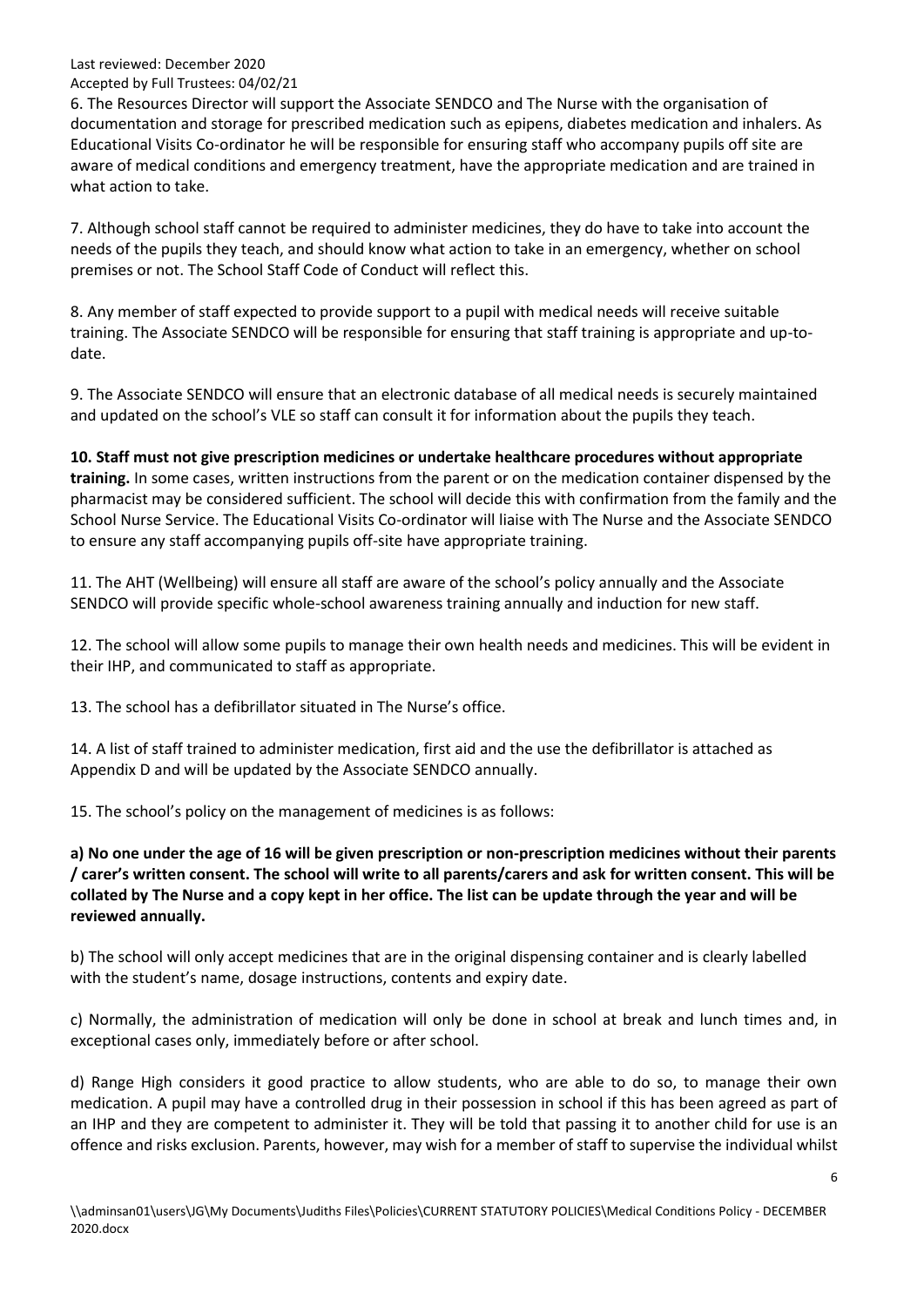6. The Resources Director will support the Associate SENDCO and The Nurse with the organisation of documentation and storage for prescribed medication such as epipens, diabetes medication and inhalers. As Educational Visits Co-ordinator he will be responsible for ensuring staff who accompany pupils off site are aware of medical conditions and emergency treatment, have the appropriate medication and are trained in what action to take.

7. Although school staff cannot be required to administer medicines, they do have to take into account the needs of the pupils they teach, and should know what action to take in an emergency, whether on school premises or not. The School Staff Code of Conduct will reflect this.

8. Any member of staff expected to provide support to a pupil with medical needs will receive suitable training. The Associate SENDCO will be responsible for ensuring that staff training is appropriate and up-to-date.

9. The Associate SENDCO will ensure that an electronic database of all medical needs is securely maintained and updated on the school's VLE so staff can consult it for information about the pupils they teach.

**10. Staff must not give prescription medicines or undertake healthcare procedures without appropriate training.** In some cases, written instructions from the parent or on the medication container dispensed by the pharmacist may be considered sufficient. The school will decide this with confirmation from the family and the School Nurse Service. The Educational Visits Co-ordinator will liaise with The Nurse and the Associate SENDCO to ensure any staff accompanying pupils off-site have appropriate training.

11. The AHT (Wellbeing) will ensure all staff are aware of the school's policy annually and the Associate SENDCO will provide specific whole-school awareness training annually and induction for new staff.

12. The school will allow some pupils to manage their own health needs and medicines. This will be evident in their IHP, and communicated to staff as appropriate.

13. The school has a defibrillator situated in The Nurse's office.

14. A list of staff trained to administer medication, first aid and the use the defibrillator is attached as Appendix D and will be updated by the Associate SENDCO annually.

15. The school's policy on the management of medicines is as follows:

**a) No one under the age of 16 will be given prescription or non-prescription medicines without their parents / carer's written consent. The school will write to all parents/carers and ask for written consent. This will be collated by The Nurse and a copy kept in her office. The list can be update through the year and will be reviewed annually.**

b) The school will only accept medicines that are in the original dispensing container and is clearly labelled with the student's name, dosage instructions, contents and expiry date.

c) Normally, the administration of medication will only be done in school at break and lunch times and, in exceptional cases only, immediately before or after school.

d) Range High considers it good practice to allow students, who are able to do so, to manage their own medication. A pupil may have a controlled drug in their possession in school if this has been agreed as part of an IHP and they are competent to administer it. They will be told that passing it to another child for use is an offence and risks exclusion. Parents, however, may wish for a member of staff to supervise the individual whilst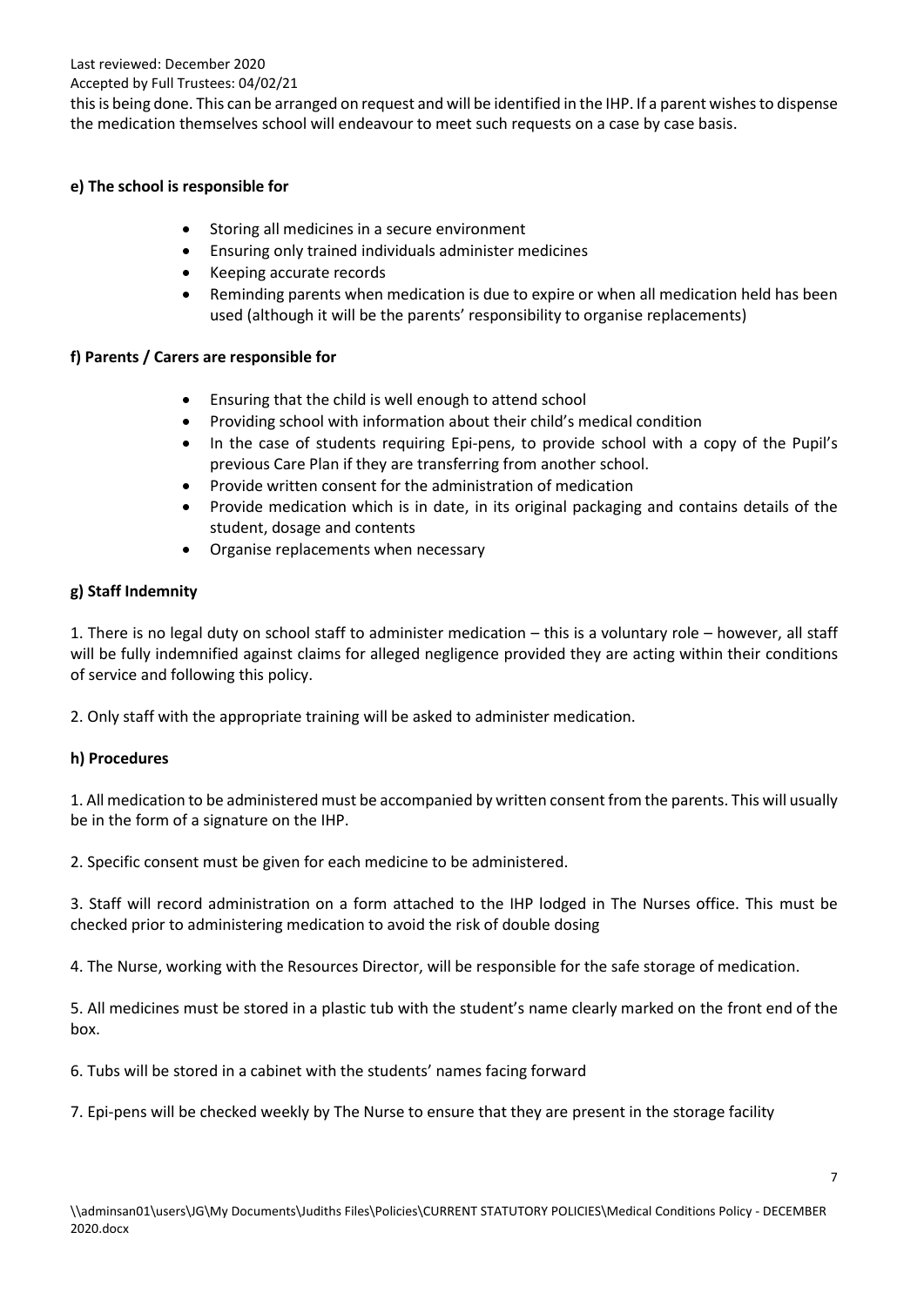this is being done. This can be arranged on request and will be identified in the IHP. If a parent wishes to dispense the medication themselves school will endeavour to meet such requests on a case by case basis.

**e) The school is responsible for**

- Storing all medicines in a secure environment
- Ensuring only trained individuals administer medicines
- Keeping accurate records
- Reminding parents when medication is due to expire or when all medication held has been used (although it will be the parents' responsibility to organise replacements)

**f) Parents / Carers are responsible for**

- Ensuring that the child is well enough to attend school
- Providing school with information about their child's medical condition
- In the case of students requiring Epi-pens, to provide school with a copy of the Pupil's previous Care Plan if they are transferring from another school.
- Provide written consent for the administration of medication
- Provide medication which is in date, in its original packaging and contains details of the student, dosage and contents
- Organise replacements when necessary

**g) Staff Indemnity**

1. There is no legal duty on school staff to administer medication – this is a voluntary role – however, all staff will be fully indemnified against claims for alleged negligence provided they are acting within their conditions of service and following this policy.

2. Only staff with the appropriate training will be asked to administer medication.

**h) Procedures**

1. All medication to be administered must be accompanied by written consent from the parents. This will usually be in the form of a signature on the IHP.

2. Specific consent must be given for each medicine to be administered.

3. Staff will record administration on a form attached to the IHP lodged in The Nurses office. This must be checked prior to administering medication to avoid the risk of double dosing

4. The Nurse, working with the Resources Director, will be responsible for the safe storage of medication.

5. All medicines must be stored in a plastic tub with the student's name clearly marked on the front end of the box.

6. Tubs will be stored in a cabinet with the students' names facing forward

7. Epi-pens will be checked weekly by The Nurse to ensure that they are present in the storage facility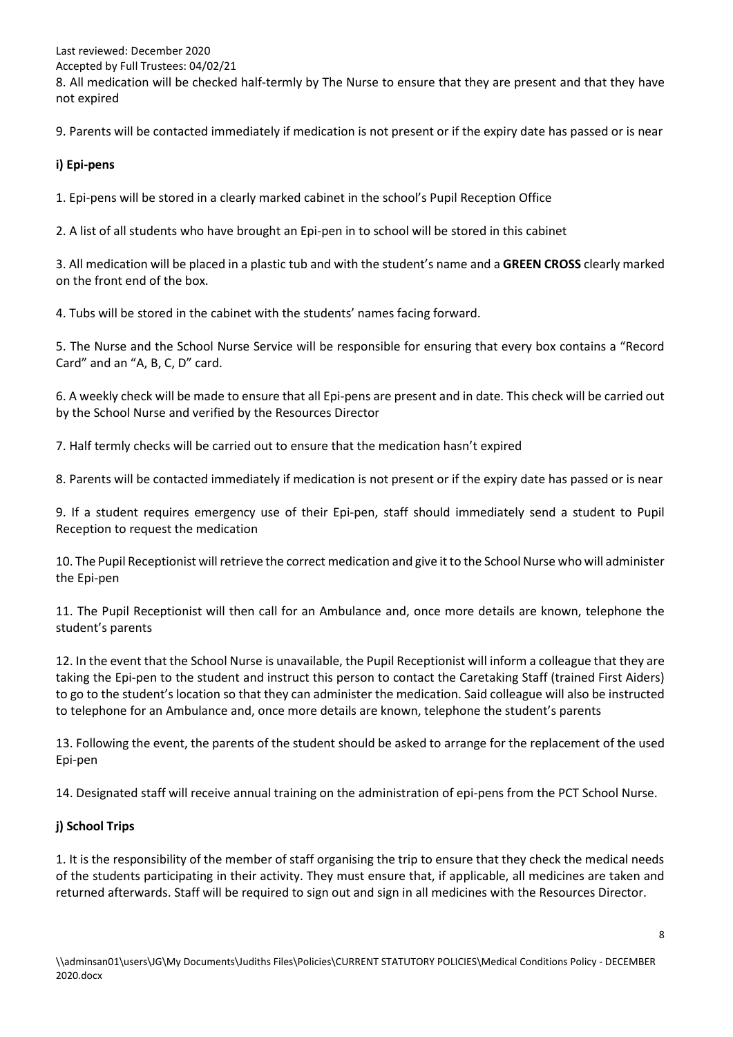8. All medication will be checked half-termly by The Nurse to ensure that they are present and that they have not expired

9. Parents will be contacted immediately if medication is not present or if the expiry date has passed or is near

**i) Epi-pens**

1. Epi-pens will be stored in a clearly marked cabinet in the school's Pupil Reception Office

2. A list of all students who have brought an Epi-pen in to school will be stored in this cabinet

3. All medication will be placed in a plastic tub and with the student's name and a **GREEN CROSS** clearly marked on the front end of the box.

4. Tubs will be stored in the cabinet with the students' names facing forward.

5. The Nurse and the School Nurse Service will be responsible for ensuring that every box contains a "Record Card" and an "A, B, C, D" card.

6. A weekly check will be made to ensure that all Epi-pens are present and in date. This check will be carried out by the School Nurse and verified by the Resources Director

7. Half termly checks will be carried out to ensure that the medication hasn't expired

8. Parents will be contacted immediately if medication is not present or if the expiry date has passed or is near

9. If a student requires emergency use of their Epi-pen, staff should immediately send a student to Pupil Reception to request the medication

10. The Pupil Receptionist will retrieve the correct medication and give it to the School Nurse who will administer the Epi-pen

11. The Pupil Receptionist will then call for an Ambulance and, once more details are known, telephone the student's parents

12. In the event that the School Nurse is unavailable, the Pupil Receptionist will inform a colleague that they are taking the Epi-pen to the student and instruct this person to contact the Caretaking Staff (trained First Aiders) to go to the student's location so that they can administer the medication. Said colleague will also be instructed to telephone for an Ambulance and, once more details are known, telephone the student's parents

13. Following the event, the parents of the student should be asked to arrange for the replacement of the used Epi-pen

14. Designated staff will receive annual training on the administration of epi-pens from the PCT School Nurse.

**j) School Trips**

1. It is the responsibility of the member of staff organising the trip to ensure that they check the medical needs of the students participating in their activity. They must ensure that, if applicable, all medicines are taken and returned afterwards. Staff will be required to sign out and sign in all medicines with the Resources Director.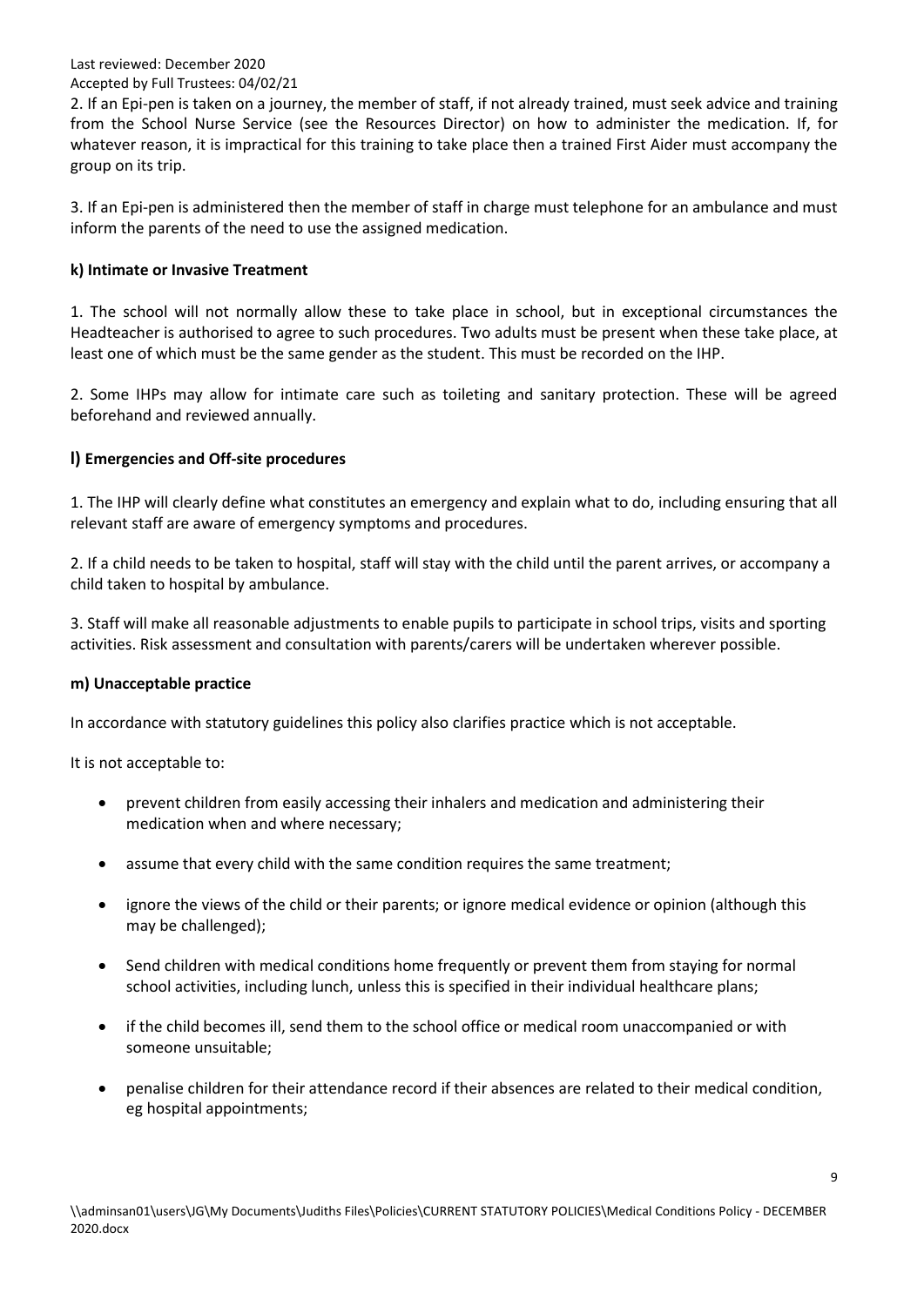2. If an Epi-pen is taken on a journey, the member of staff, if not already trained, must seek advice and training from the School Nurse Service (see the Resources Director) on how to administer the medication. If, for whatever reason, it is impractical for this training to take place then a trained First Aider must accompany the group on its trip.

3. If an Epi-pen is administered then the member of staff in charge must telephone for an ambulance and must inform the parents of the need to use the assigned medication.

**k) Intimate or Invasive Treatment**

1. The school will not normally allow these to take place in school, but in exceptional circumstances the Headteacher is authorised to agree to such procedures. Two adults must be present when these take place, at least one of which must be the same gender as the student. This must be recorded on the IHP.

2. Some IHPs may allow for intimate care such as toileting and sanitary protection. These will be agreed beforehand and reviewed annually.

**l) Emergencies and Off-site procedures**

1. The IHP will clearly define what constitutes an emergency and explain what to do, including ensuring that all relevant staff are aware of emergency symptoms and procedures.

2. If a child needs to be taken to hospital, staff will stay with the child until the parent arrives, or accompany a child taken to hospital by ambulance.

3. Staff will make all reasonable adjustments to enable pupils to participate in school trips, visits and sporting activities. Risk assessment and consultation with parents/carers will be undertaken wherever possible.

**m) Unacceptable practice**

In accordance with statutory guidelines this policy also clarifies practice which is not acceptable.

It is not acceptable to:

- prevent children from easily accessing their inhalers and medication and administering their medication when and where necessary;
- assume that every child with the same condition requires the same treatment;
- ignore the views of the child or their parents; or ignore medical evidence or opinion (although this may be challenged);
- Send children with medical conditions home frequently or prevent them from staying for normal school activities, including lunch, unless this is specified in their individual healthcare plans;
- if the child becomes ill, send them to the school office or medical room unaccompanied or with someone unsuitable;
- penalise children for their attendance record if their absences are related to their medical condition, eg hospital appointments;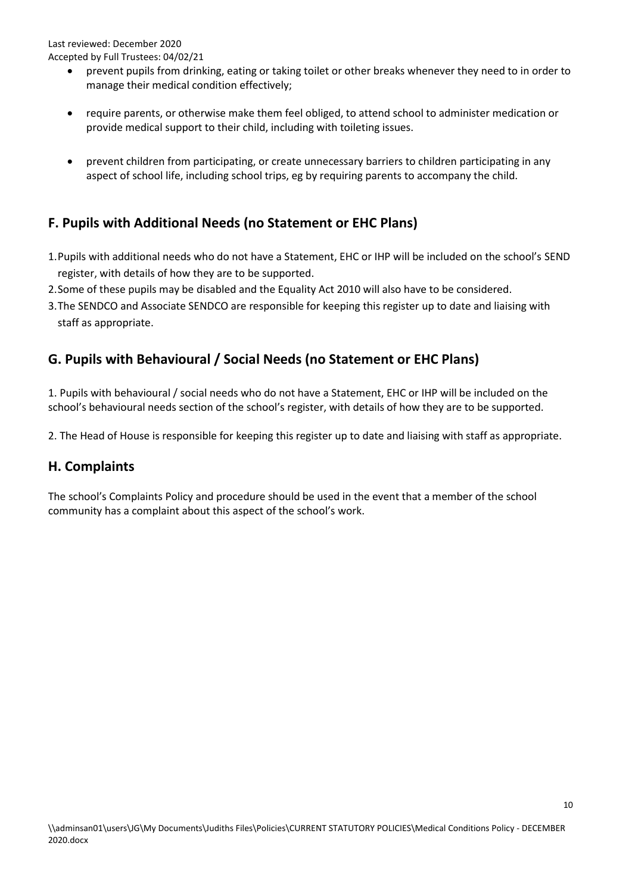- prevent pupils from drinking, eating or taking toilet or other breaks whenever they need to in order to manage their medical condition effectively;

- require parents, or otherwise make them feel obliged, to attend school to administer medication or provide medical support to their child, including with toileting issues.

- prevent children from participating, or create unnecessary barriers to children participating in any aspect of school life, including school trips, eg by requiring parents to accompany the child.

## F. Pupils with Additional Needs (no Statement or EHC Plans)

1. Pupils with additional needs who do not have a Statement, EHC or IHP will be included on the school's SEND register, with details of how they are to be supported.
2. Some of these pupils may be disabled and the Equality Act 2010 will also have to be considered.
3. The SENDCO and Associate SENDCO are responsible for keeping this register up to date and liaising with staff as appropriate.

## G. Pupils with Behavioural / Social Needs (no Statement or EHC Plans)

1. Pupils with behavioural / social needs who do not have a Statement, EHC or IHP will be included on the school's behavioural needs section of the school's register, with details of how they are to be supported.

2. The Head of House is responsible for keeping this register up to date and liaising with staff as appropriate.

## H. Complaints

The school's Complaints Policy and procedure should be used in the event that a member of the school community has a complaint about this aspect of the school's work.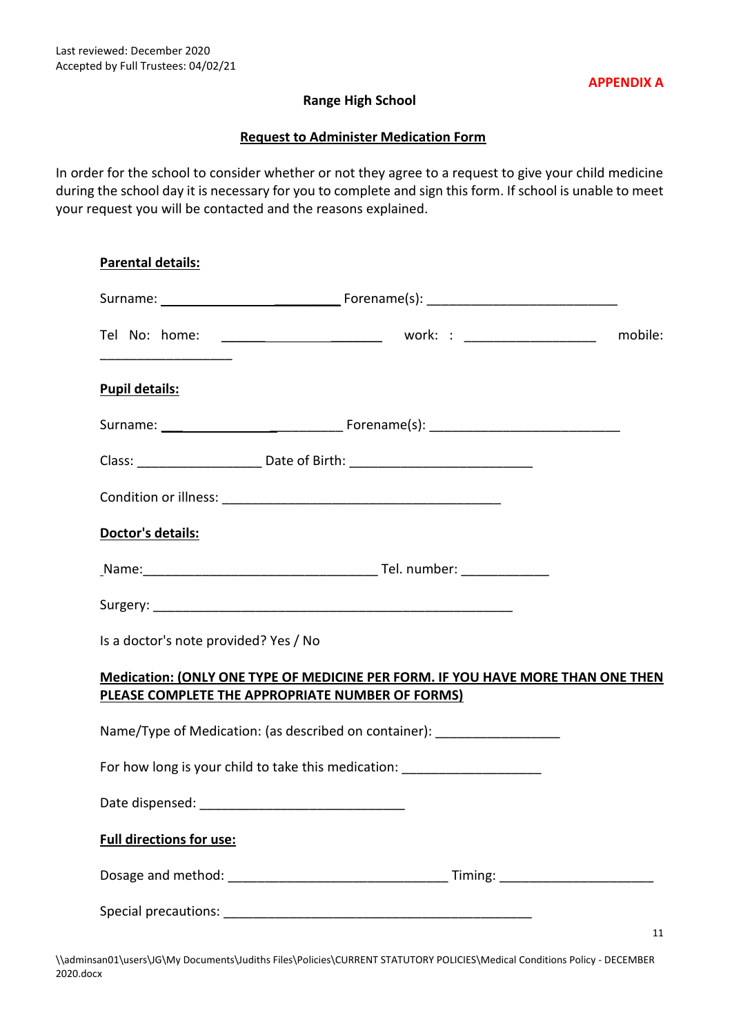Last reviewed: December 2020
Accepted by Full Trustees: 04/02/21

**APPENDIX A**

**Range High School**

**Request to Administer Medication Form**

In order for the school to consider whether or not they agree to a request to give your child medicine during the school day it is necessary for you to complete and sign this form. If school is unable to meet your request you will be contacted and the reasons explained.

**Parental details:**

Surname: __________________________ Forename(s): __________________________

Tel No: home: __________________________ work: : __________________ mobile: __________________

**Pupil details:**

Surname: __________________________ Forename(s): __________________________

Class: _________________ Date of Birth: _________________________

Condition or illness: _______________________________________

**Doctor's details:**

Name: ________________________________ Tel. number: ____________

Surgery: __________________________________________________

Is a doctor's note provided? Yes / No

**Medication: (ONLY ONE TYPE OF MEDICINE PER FORM. IF YOU HAVE MORE THAN ONE THEN PLEASE COMPLETE THE APPROPRIATE NUMBER OF FORMS)**

Name/Type of Medication: (as described on container): _________________

For how long is your child to take this medication: ___________________

Date dispensed: ____________________________

**Full directions for use:**

Dosage and method: _____________________________ Timing: _____________________

Special precautions: ___________________________________________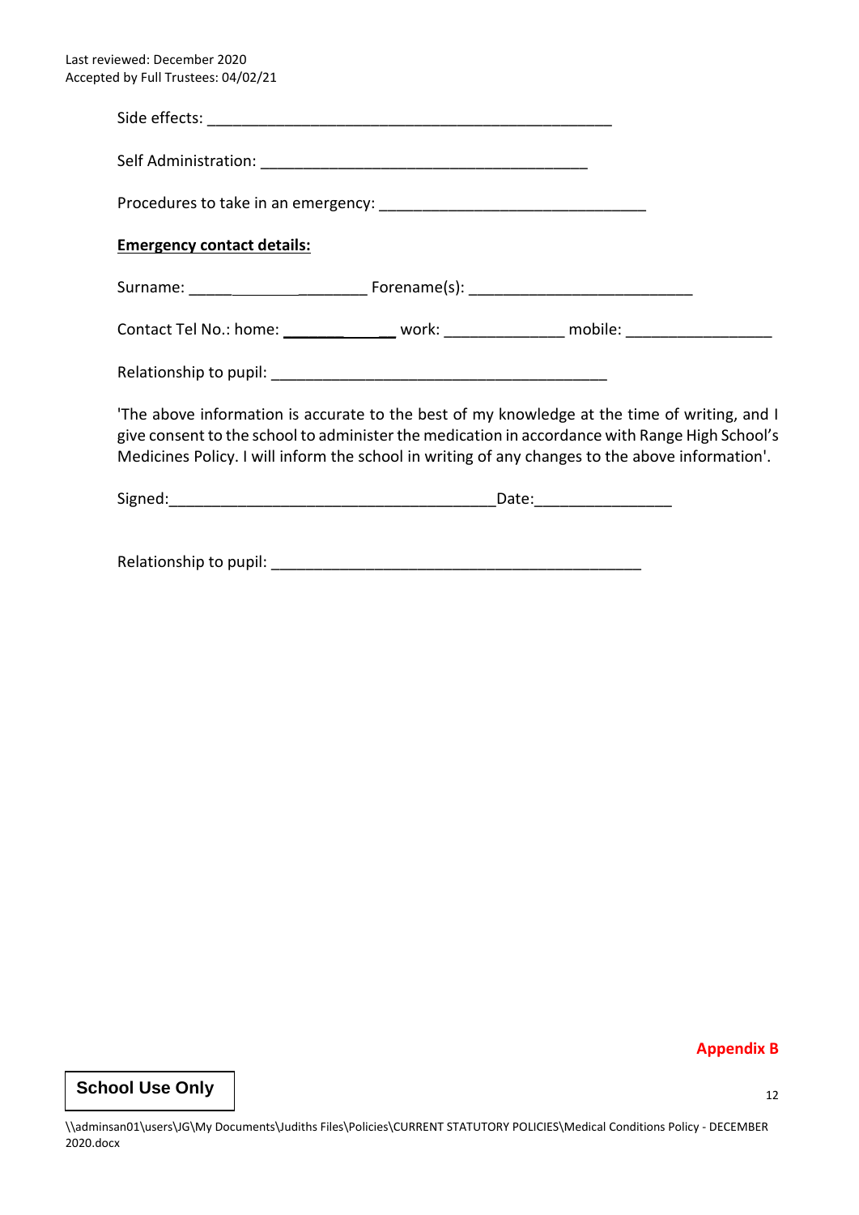Side effects: ___________________________________________________

Self Administration: ________________________________________

Procedures to take in an emergency: _________________________________

**Emergency contact details:**

Surname: ______________________ Forename(s): ____________________________

Contact Tel No.: home: ______________ work: ______________ mobile: _________________

Relationship to pupil: __________________________________________

'The above information is accurate to the best of my knowledge at the time of writing, and I give consent to the school to administer the medication in accordance with Range High School's Medicines Policy. I will inform the school in writing of any changes to the above information'.

Signed:_________________________________________Date:_________________

Relationship to pupil: _______________________________________________

**Appendix B**

**School Use Only**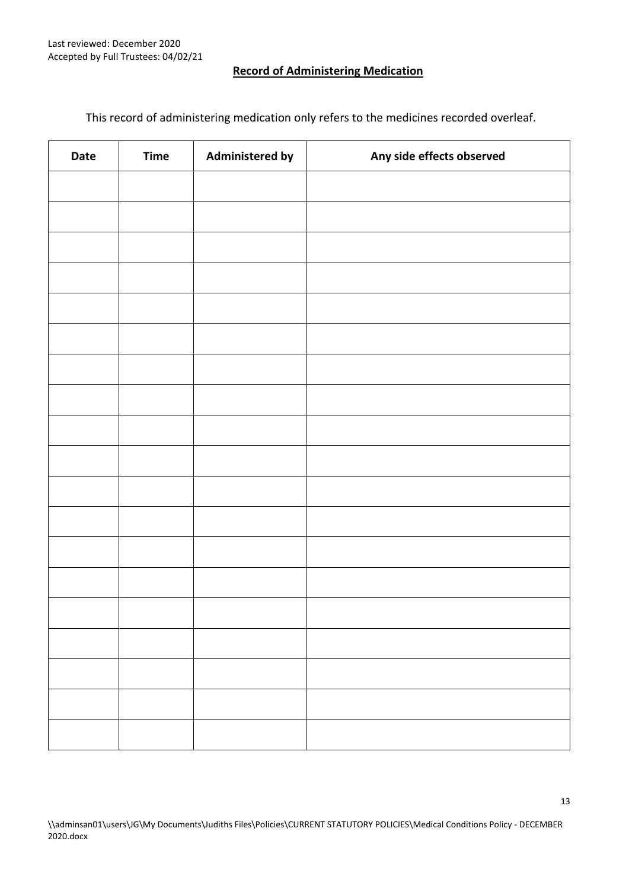Last reviewed: December 2020
Accepted by Full Trustees: 04/02/21

**Record of Administering Medication**

This record of administering medication only refers to the medicines recorded overleaf.

| Date | Time | Administered by | Any side effects observed |
| --- | --- | --- | --- |
| | | | |
| | | | |
| | | | |
| | | | |
| | | | |
| | | | |
| | | | |
| | | | |
| | | | |
| | | | |
| | | | |
| | | | |
| | | | |
| | | | |
| | | | |
| | | | |
| | | | |
| | | | |
| | | | |

\\adminsan01\users\JG\My Documents\Judiths Files\Policies\CURRENT STATUTORY POLICIES\Medical Conditions Policy - DECEMBER 2020.docx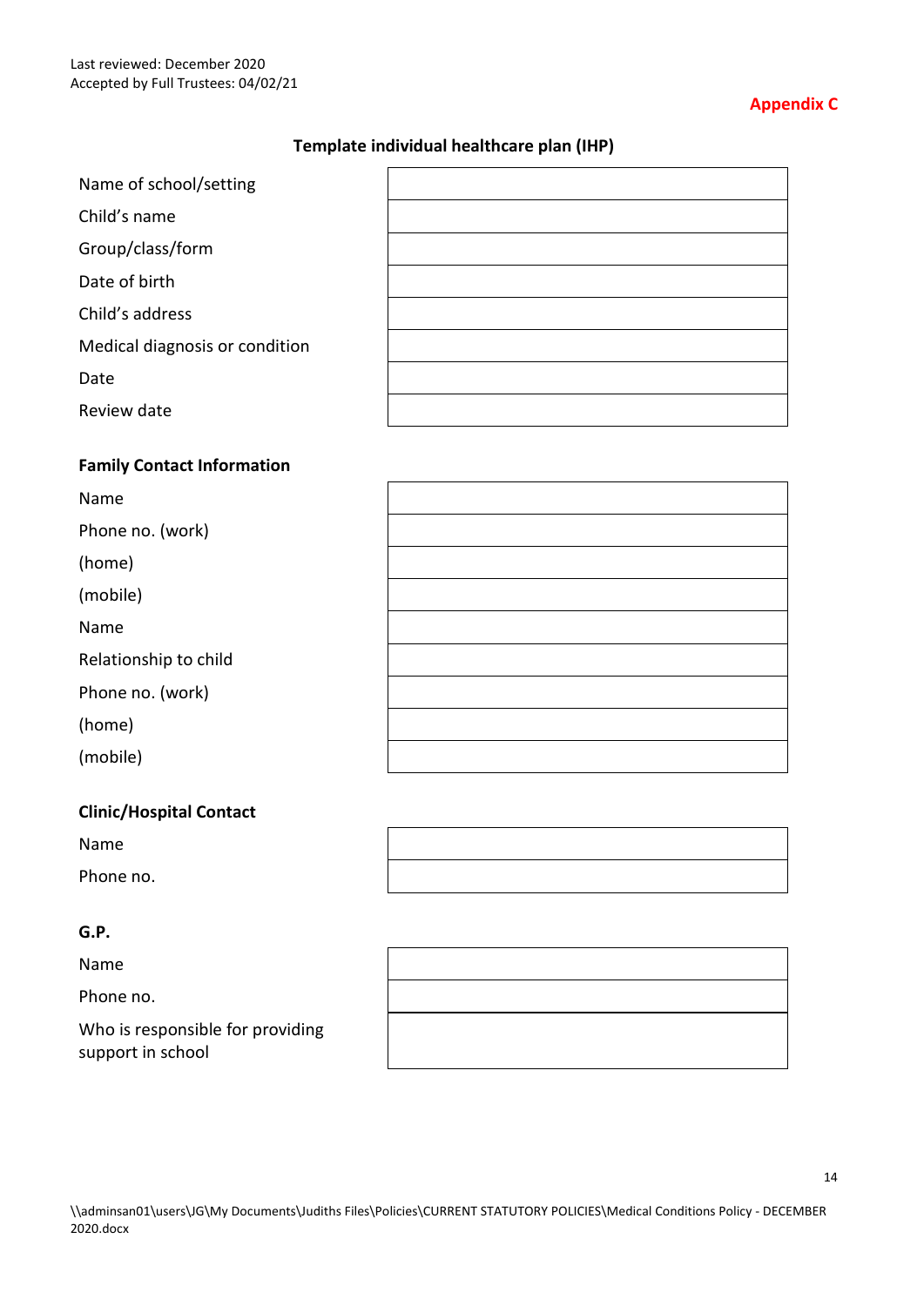Last reviewed: December 2020
Accepted by Full Trustees: 04/02/21

**Appendix C**

## Template individual healthcare plan (IHP)

| | |
|---|---|
| Name of school/setting | |
| Child's name | |
| Group/class/form | |
| Date of birth | |
| Child's address | |
| Medical diagnosis or condition | |
| Date | |
| Review date | |

### Family Contact Information

| | |
|---|---|
| Name | |
| Phone no. (work) | |
| (home) | |
| (mobile) | |
| Name | |
| Relationship to child | |
| Phone no. (work) | |
| (home) | |
| (mobile) | |

### Clinic/Hospital Contact

| | |
|---|---|
| Name | |
| Phone no. | |

### G.P.

| | |
|---|---|
| Name | |
| Phone no. | |
| Who is responsible for providing support in school | |

\\adminsan01\users\JG\My Documents\Judiths Files\Policies\CURRENT STATUTORY POLICIES\Medical Conditions Policy - DECEMBER 2020.docx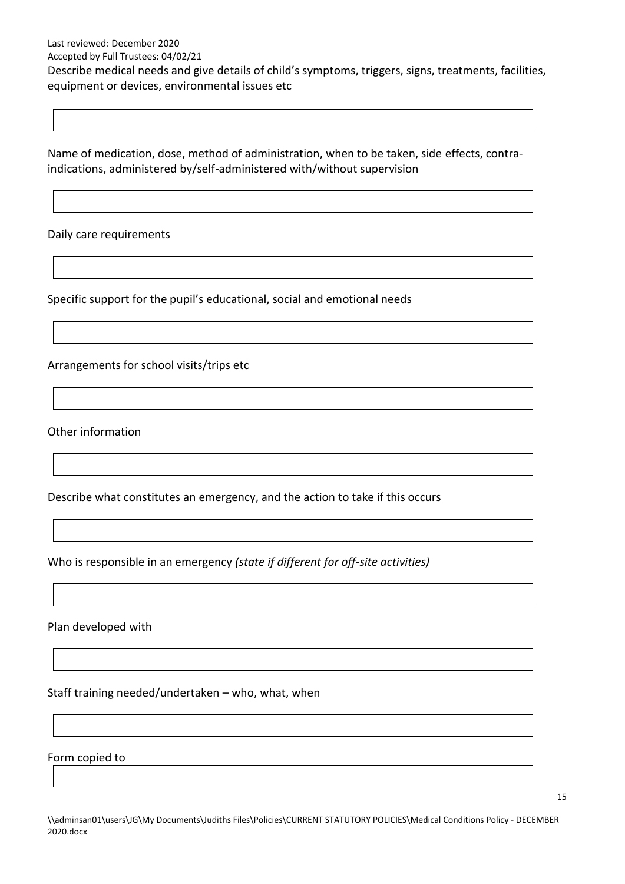Describe medical needs and give details of child's symptoms, triggers, signs, treatments, facilities, equipment or devices, environmental issues etc

Name of medication, dose, method of administration, when to be taken, side effects, contra-indications, administered by/self-administered with/without supervision

Daily care requirements

Specific support for the pupil's educational, social and emotional needs

Arrangements for school visits/trips etc

Other information

Describe what constitutes an emergency, and the action to take if this occurs

Who is responsible in an emergency *(state if different for off-site activities)*

Plan developed with

Staff training needed/undertaken – who, what, when

Form copied to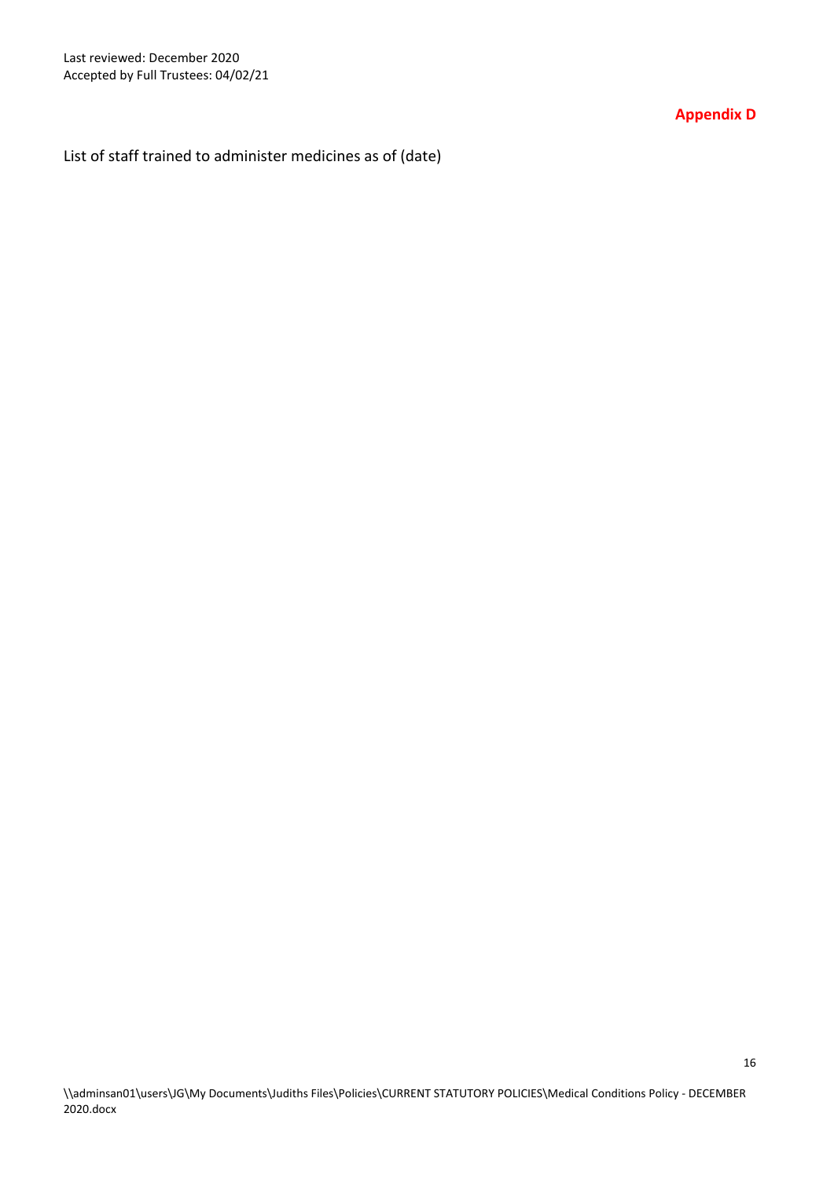Last reviewed: December 2020
Accepted by Full Trustees: 04/02/21

**Appendix D**

List of staff trained to administer medicines as of (date)